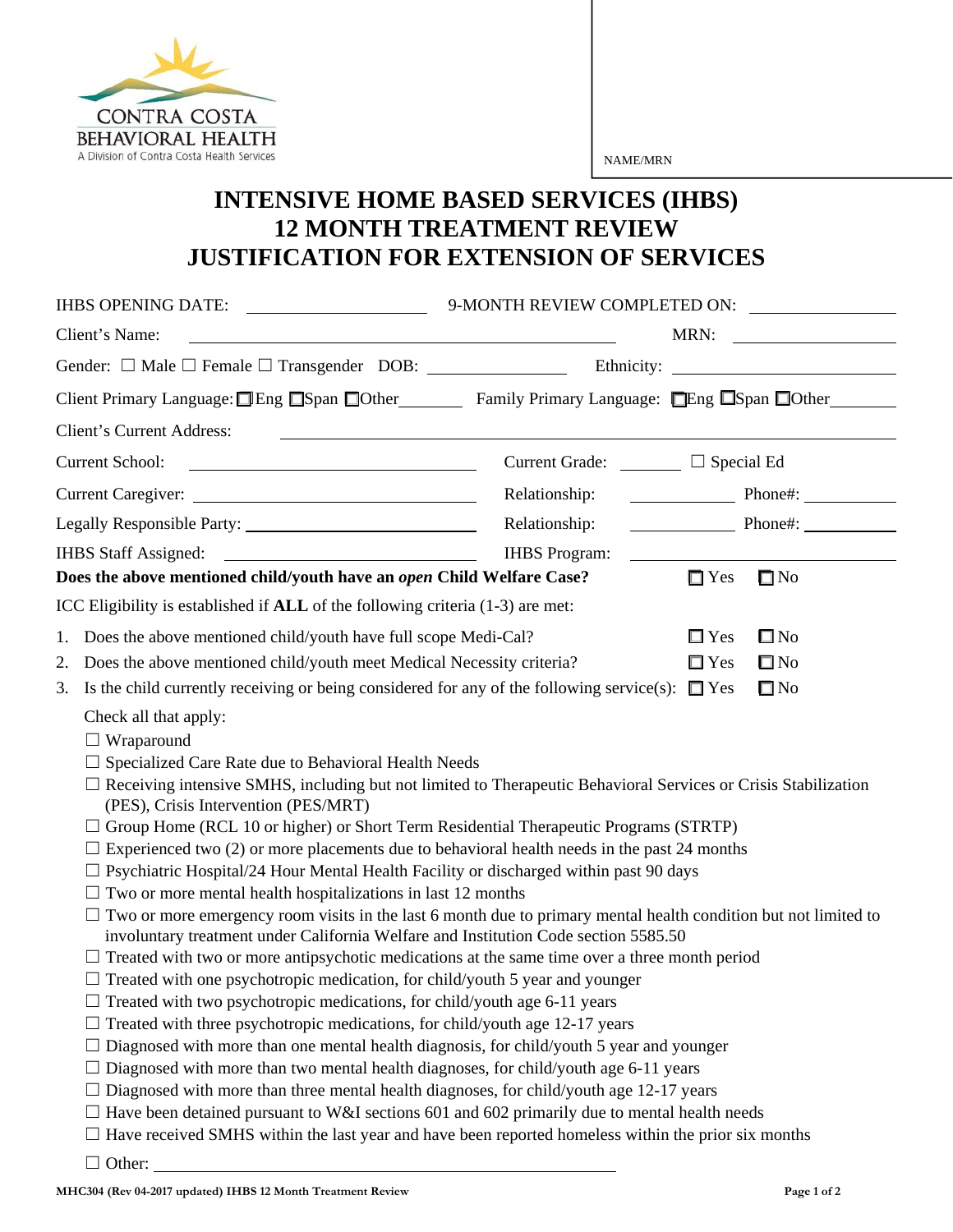CONTRA COSTA BEHAVIORAL HEALTH
A Division of Contra Costa Health Services

NAME/MRN

# INTENSIVE HOME BASED SERVICES (IHBS)
# 12 MONTH TREATMENT REVIEW
# JUSTIFICATION FOR EXTENSION OF SERVICES

IHBS OPENING DATE: ____________________ 9-MONTH REVIEW COMPLETED ON: ________________

Client's Name: ____________________________________________ MRN: __________________

Gender: ☐ Male ☐ Female ☐ Transgender DOB: ________________ Ethnicity: ____________________________

Client Primary Language: ☐Eng ☐Span ☐Other________ Family Primary Language: ☐Eng ☐Span ☐Other________

Client's Current Address: ____________________________________________________________

Current School: ______________________________ Current Grade: _______ ☐ Special Ed

Current Caregiver: ______________________________ Relationship: ____________ Phone#: ___________

Legally Responsible Party: ______________________ Relationship: ____________ Phone#: ___________

IHBS Staff Assigned: ____________________________ IHBS Program: ______________________________

**Does the above mentioned child/youth have an *open* Child Welfare Case?** ☐ Yes ☐ No

ICC Eligibility is established if **ALL** of the following criteria (1-3) are met:

1. Does the above mentioned child/youth have full scope Medi-Cal? ☐ Yes ☐ No
2. Does the above mentioned child/youth meet Medical Necessity criteria? ☐ Yes ☐ No
3. Is the child currently receiving or being considered for any of the following service(s): ☐ Yes ☐ No

Check all that apply:

☐ Wraparound
☐ Specialized Care Rate due to Behavioral Health Needs
☐ Receiving intensive SMHS, including but not limited to Therapeutic Behavioral Services or Crisis Stabilization (PES), Crisis Intervention (PES/MRT)
☐ Group Home (RCL 10 or higher) or Short Term Residential Therapeutic Programs (STRTP)
☐ Experienced two (2) or more placements due to behavioral health needs in the past 24 months
☐ Psychiatric Hospital/24 Hour Mental Health Facility or discharged within past 90 days
☐ Two or more mental health hospitalizations in last 12 months
☐ Two or more emergency room visits in the last 6 month due to primary mental health condition but not limited to involuntary treatment under California Welfare and Institution Code section 5585.50
☐ Treated with two or more antipsychotic medications at the same time over a three month period
☐ Treated with one psychotropic medication, for child/youth 5 year and younger
☐ Treated with two psychotropic medications, for child/youth age 6-11 years
☐ Treated with three psychotropic medications, for child/youth age 12-17 years
☐ Diagnosed with more than one mental health diagnosis, for child/youth 5 year and younger
☐ Diagnosed with more than two mental health diagnoses, for child/youth age 6-11 years
☐ Diagnosed with more than three mental health diagnoses, for child/youth age 12-17 years
☐ Have been detained pursuant to W&I sections 601 and 602 primarily due to mental health needs
☐ Have received SMHS within the last year and have been reported homeless within the prior six months
☐ Other: ____________________________________________

MHC304 (Rev 04-2017 updated) IHBS 12 Month Treatment Review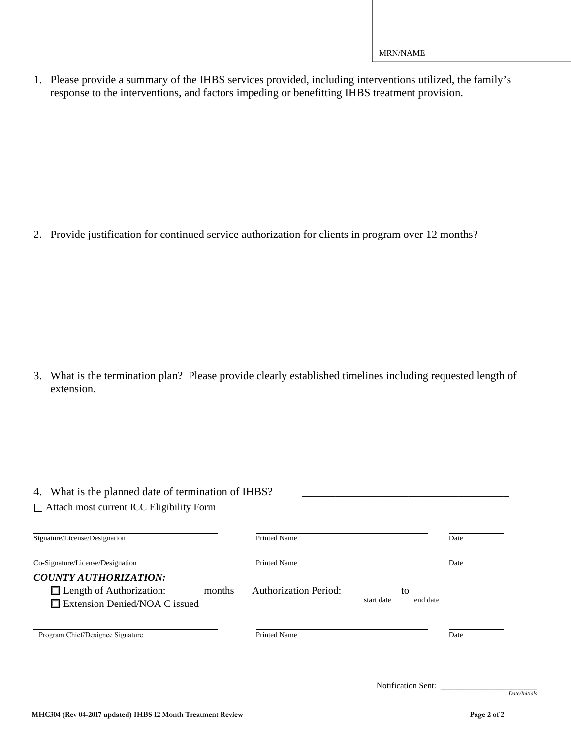MRN/NAME

1. Please provide a summary of the IHBS services provided, including interventions utilized, the family's response to the interventions, and factors impeding or benefitting IHBS treatment provision.

2. Provide justification for continued service authorization for clients in program over 12 months?

3. What is the termination plan? Please provide clearly established timelines including requested length of extension.

4. What is the planned date of termination of IHBS? ______________________________________

☐ Attach most current ICC Eligibility Form

| | | |
|---|---|---|
| Signature/License/Designation | Printed Name | Date |
| Co-Signature/License/Designation | Printed Name | Date |

***COUNTY AUTHORIZATION:***

☐ Length of Authorization: ______ months    Authorization Period: ________ to ________ (start date / end date)

☐ Extension Denied/NOA C issued

| | | |
|---|---|---|
| Program Chief/Designee Signature | Printed Name | Date |

Notification Sent: ______________________ *Date/Initials*

**MHC304 (Rev 04-2017 updated) IHBS 12 Month Treatment Review**